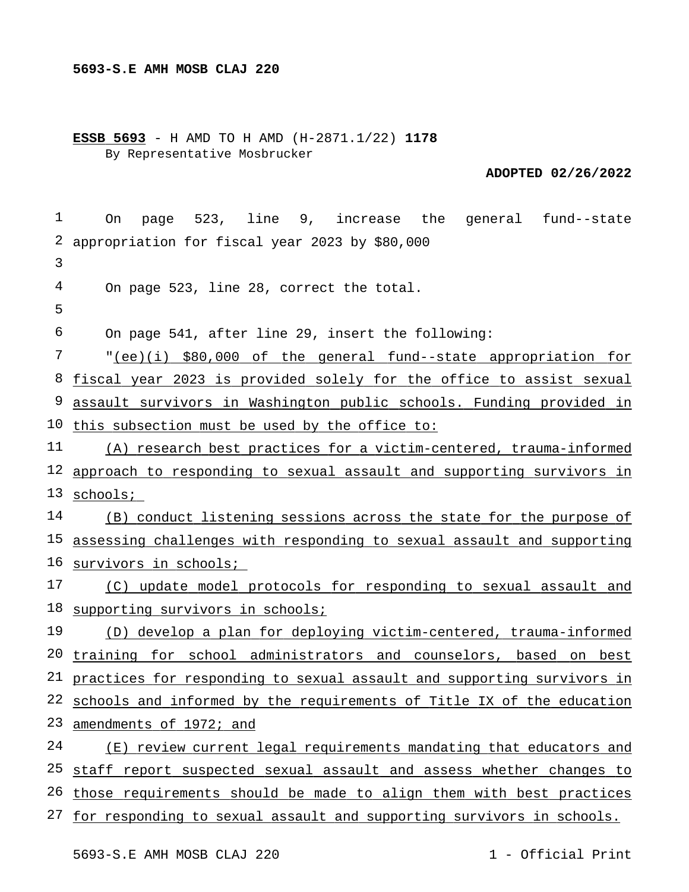**ESSB 5693** - H AMD TO H AMD (H-2871.1/22) **1178**
By Representative Mosbrucker

**ADOPTED 02/26/2022**

On page 523, line 9, increase the general fund--state appropriation for fiscal year 2023 by $80,000

On page 523, line 28, correct the total.

On page 541, after line 29, insert the following:

"(ee)(i) $80,000 of the general fund--state appropriation for fiscal year 2023 is provided solely for the office to assist sexual assault survivors in Washington public schools. Funding provided in this subsection must be used by the office to:

(A) research best practices for a victim-centered, trauma-informed approach to responding to sexual assault and supporting survivors in schools;

(B) conduct listening sessions across the state for the purpose of assessing challenges with responding to sexual assault and supporting survivors in schools;

(C) update model protocols for responding to sexual assault and supporting survivors in schools;

(D) develop a plan for deploying victim-centered, trauma-informed training for school administrators and counselors, based on best practices for responding to sexual assault and supporting survivors in schools and informed by the requirements of Title IX of the education amendments of 1972; and

(E) review current legal requirements mandating that educators and staff report suspected sexual assault and assess whether changes to those requirements should be made to align them with best practices for responding to sexual assault and supporting survivors in schools.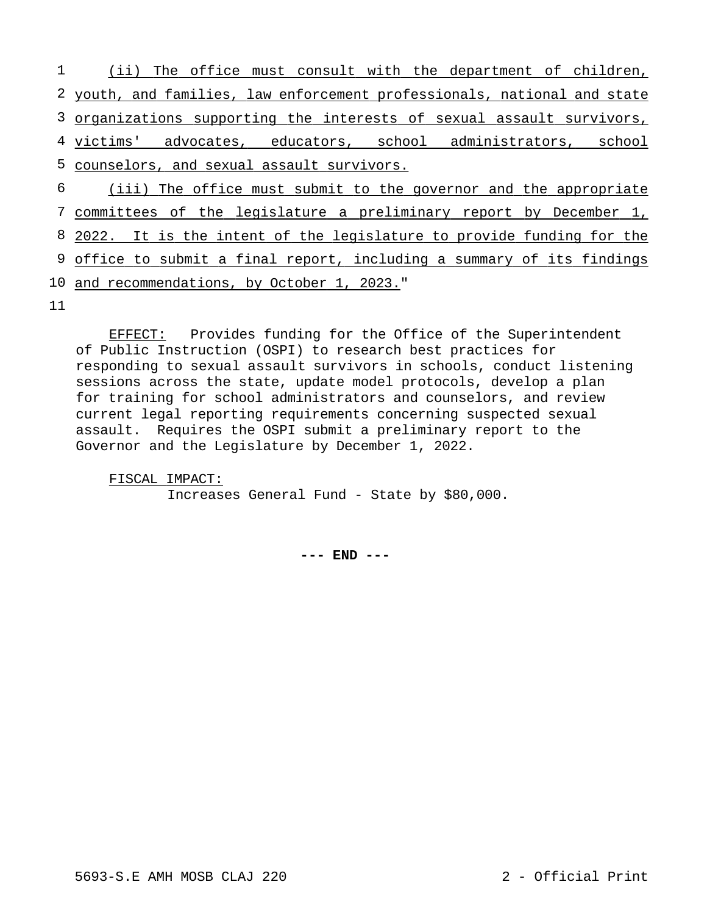(ii) The office must consult with the department of children, youth, and families, law enforcement professionals, national and state organizations supporting the interests of sexual assault survivors, victims' advocates, educators, school administrators, school counselors, and sexual assault survivors.

(iii) The office must submit to the governor and the appropriate committees of the legislature a preliminary report by December 1, 2022. It is the intent of the legislature to provide funding for the office to submit a final report, including a summary of its findings and recommendations, by October 1, 2023."

EFFECT: Provides funding for the Office of the Superintendent of Public Instruction (OSPI) to research best practices for responding to sexual assault survivors in schools, conduct listening sessions across the state, update model protocols, develop a plan for training for school administrators and counselors, and review current legal reporting requirements concerning suspected sexual assault. Requires the OSPI submit a preliminary report to the Governor and the Legislature by December 1, 2022.

FISCAL IMPACT:
Increases General Fund - State by $80,000.

**--- END ---**